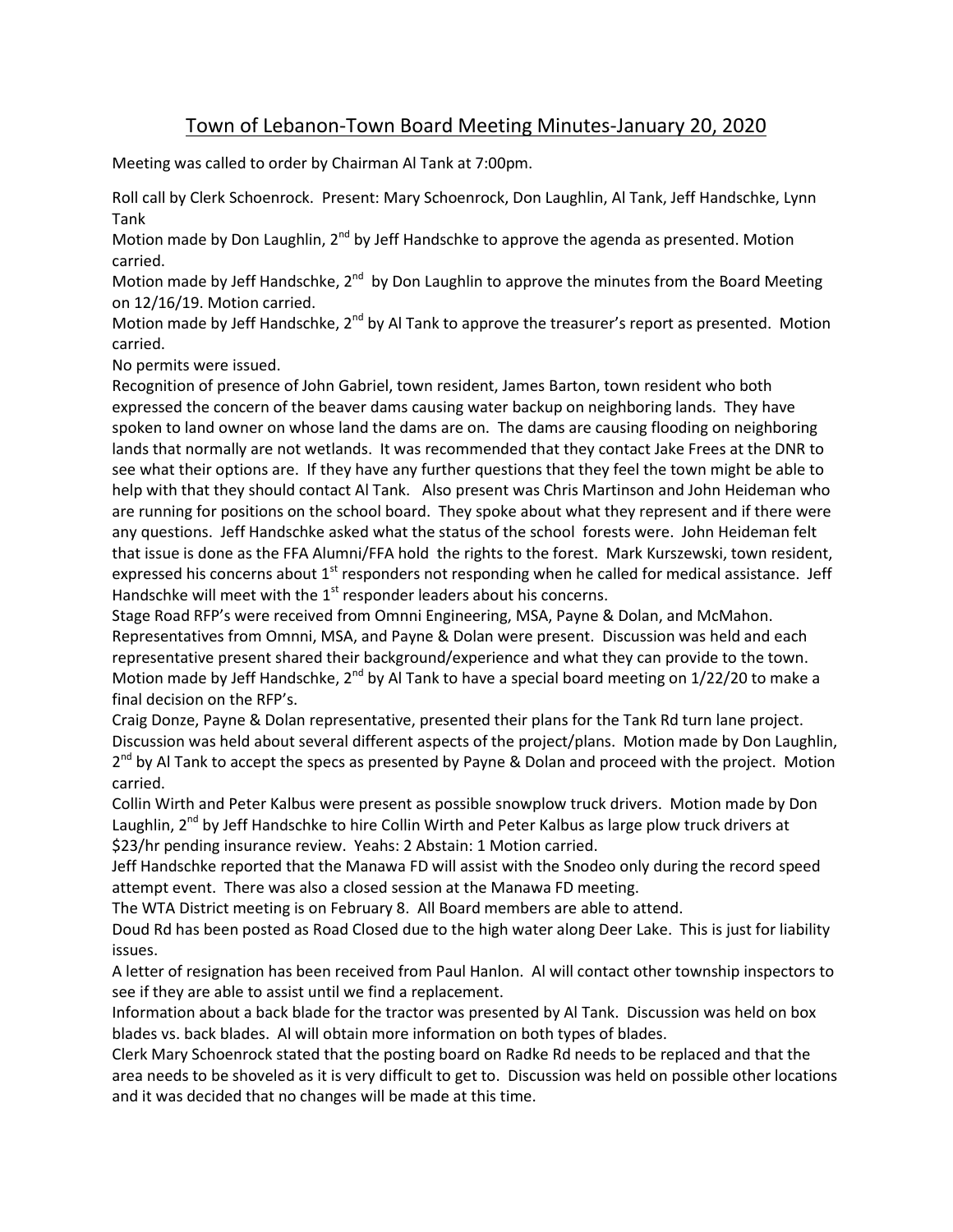# Town of Lebanon-Town Board Meeting Minutes-January 20, 2020

Meeting was called to order by Chairman Al Tank at 7:00pm.

Roll call by Clerk Schoenrock. Present: Mary Schoenrock, Don Laughlin, Al Tank, Jeff Handschke, Lynn Tank

Motion made by Don Laughlin, 2nd by Jeff Handschke to approve the agenda as presented. Motion carried.

Motion made by Jeff Handschke, 2nd by Don Laughlin to approve the minutes from the Board Meeting on 12/16/19. Motion carried.

Motion made by Jeff Handschke, 2nd by Al Tank to approve the treasurer's report as presented. Motion carried.

No permits were issued.

Recognition of presence of John Gabriel, town resident, James Barton, town resident who both expressed the concern of the beaver dams causing water backup on neighboring lands. They have spoken to land owner on whose land the dams are on. The dams are causing flooding on neighboring lands that normally are not wetlands. It was recommended that they contact Jake Frees at the DNR to see what their options are. If they have any further questions that they feel the town might be able to help with that they should contact Al Tank. Also present was Chris Martinson and John Heideman who are running for positions on the school board. They spoke about what they represent and if there were any questions. Jeff Handschke asked what the status of the school forests were. John Heideman felt that issue is done as the FFA Alumni/FFA hold the rights to the forest. Mark Kurszewski, town resident, expressed his concerns about 1st responders not responding when he called for medical assistance. Jeff Handschke will meet with the 1st responder leaders about his concerns.

Stage Road RFP's were received from Omnni Engineering, MSA, Payne & Dolan, and McMahon. Representatives from Omnni, MSA, and Payne & Dolan were present. Discussion was held and each representative present shared their background/experience and what they can provide to the town. Motion made by Jeff Handschke, 2nd by Al Tank to have a special board meeting on 1/22/20 to make a final decision on the RFP's.

Craig Donze, Payne & Dolan representative, presented their plans for the Tank Rd turn lane project. Discussion was held about several different aspects of the project/plans. Motion made by Don Laughlin, 2nd by Al Tank to accept the specs as presented by Payne & Dolan and proceed with the project. Motion carried.

Collin Wirth and Peter Kalbus were present as possible snowplow truck drivers. Motion made by Don Laughlin, 2nd by Jeff Handschke to hire Collin Wirth and Peter Kalbus as large plow truck drivers at $23/hr pending insurance review. Yeahs: 2 Abstain: 1 Motion carried.

Jeff Handschke reported that the Manawa FD will assist with the Snodeo only during the record speed attempt event. There was also a closed session at the Manawa FD meeting.

The WTA District meeting is on February 8. All Board members are able to attend.

Doud Rd has been posted as Road Closed due to the high water along Deer Lake. This is just for liability issues.

A letter of resignation has been received from Paul Hanlon. Al will contact other township inspectors to see if they are able to assist until we find a replacement.

Information about a back blade for the tractor was presented by Al Tank. Discussion was held on box blades vs. back blades. Al will obtain more information on both types of blades.

Clerk Mary Schoenrock stated that the posting board on Radke Rd needs to be replaced and that the area needs to be shoveled as it is very difficult to get to. Discussion was held on possible other locations and it was decided that no changes will be made at this time.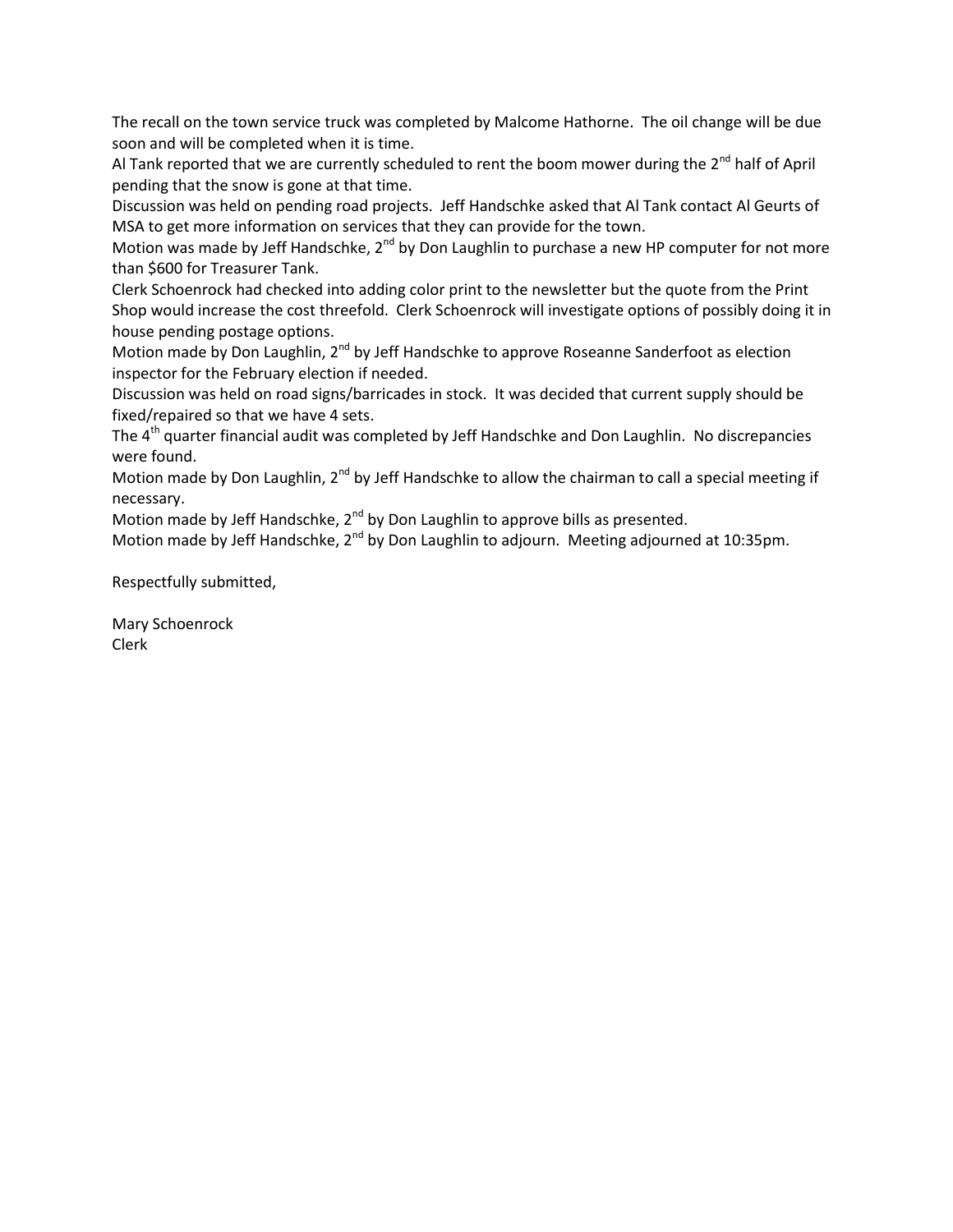The recall on the town service truck was completed by Malcome Hathorne. The oil change will be due soon and will be completed when it is time.

Al Tank reported that we are currently scheduled to rent the boom mower during the 2nd half of April pending that the snow is gone at that time.

Discussion was held on pending road projects. Jeff Handschke asked that Al Tank contact Al Geurts of MSA to get more information on services that they can provide for the town.

Motion was made by Jeff Handschke, 2nd by Don Laughlin to purchase a new HP computer for not more than $600 for Treasurer Tank.

Clerk Schoenrock had checked into adding color print to the newsletter but the quote from the Print Shop would increase the cost threefold. Clerk Schoenrock will investigate options of possibly doing it in house pending postage options.

Motion made by Don Laughlin, 2nd by Jeff Handschke to approve Roseanne Sanderfoot as election inspector for the February election if needed.

Discussion was held on road signs/barricades in stock. It was decided that current supply should be fixed/repaired so that we have 4 sets.

The 4th quarter financial audit was completed by Jeff Handschke and Don Laughlin. No discrepancies were found.

Motion made by Don Laughlin, 2nd by Jeff Handschke to allow the chairman to call a special meeting if necessary.

Motion made by Jeff Handschke, 2nd by Don Laughlin to approve bills as presented.

Motion made by Jeff Handschke, 2nd by Don Laughlin to adjourn. Meeting adjourned at 10:35pm.

Respectfully submitted,

Mary Schoenrock
Clerk